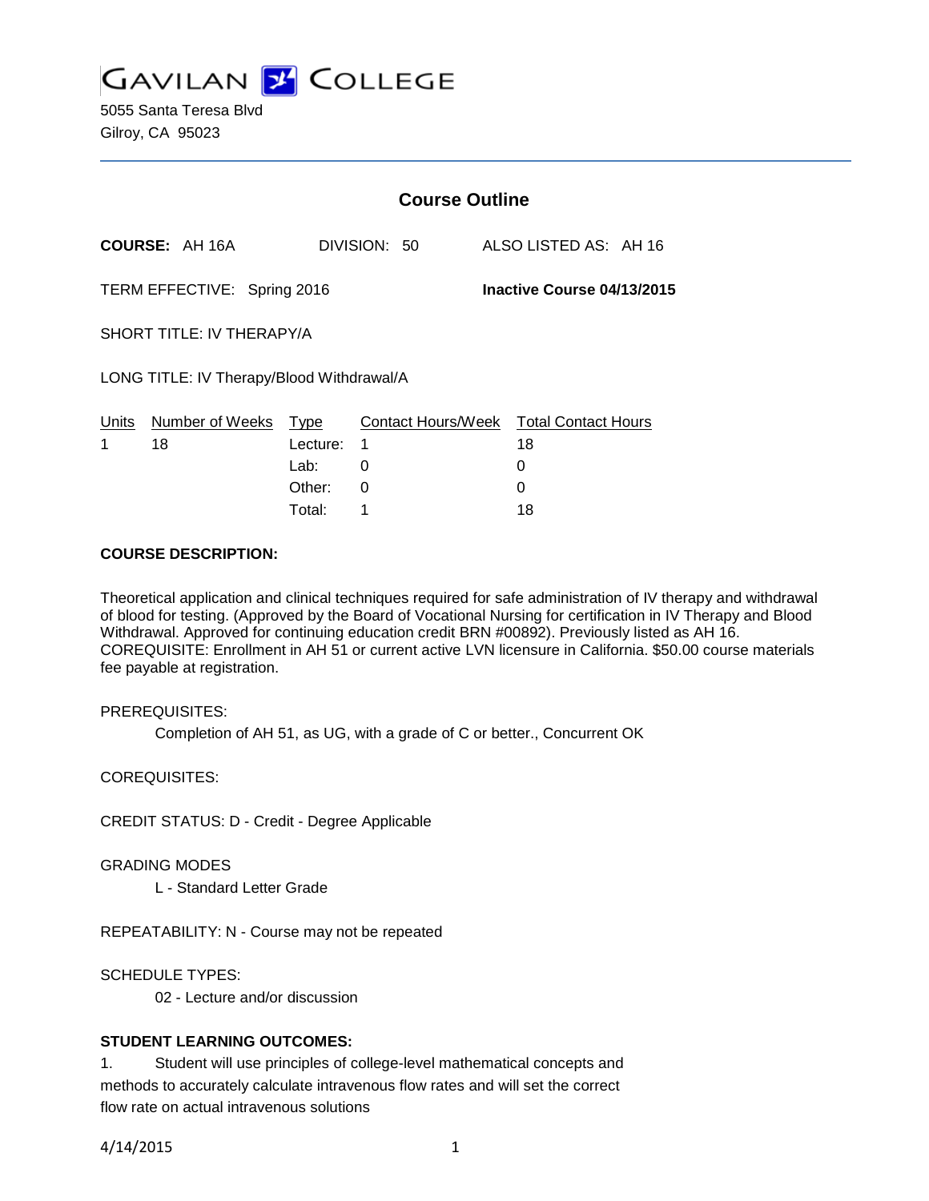# GAVILAN COLLEGE

5055 Santa Teresa Blvd
Gilroy, CA 95023

## Course Outline

**COURSE:** AH 16A DIVISION: 50 ALSO LISTED AS: AH 16

TERM EFFECTIVE: Spring 2016 **Inactive Course 04/13/2015**

SHORT TITLE: IV THERAPY/A

LONG TITLE: IV Therapy/Blood Withdrawal/A

| Units | Number of Weeks | Type | Contact Hours/Week | Total Contact Hours |
|---|---|---|---|---|
| 1 | 18 | Lecture: | 1 | 18 |
| | | Lab: | 0 | 0 |
| | | Other: | 0 | 0 |
| | | Total: | 1 | 18 |

**COURSE DESCRIPTION:**

Theoretical application and clinical techniques required for safe administration of IV therapy and withdrawal of blood for testing. (Approved by the Board of Vocational Nursing for certification in IV Therapy and Blood Withdrawal. Approved for continuing education credit BRN #00892). Previously listed as AH 16. COREQUISITE: Enrollment in AH 51 or current active LVN licensure in California. $50.00 course materials fee payable at registration.

PREREQUISITES:

Completion of AH 51, as UG, with a grade of C or better., Concurrent OK

COREQUISITES:

CREDIT STATUS: D - Credit - Degree Applicable

GRADING MODES

L - Standard Letter Grade

REPEATABILITY: N - Course may not be repeated

SCHEDULE TYPES:

02 - Lecture and/or discussion

**STUDENT LEARNING OUTCOMES:**

1. Student will use principles of college-level mathematical concepts and methods to accurately calculate intravenous flow rates and will set the correct flow rate on actual intravenous solutions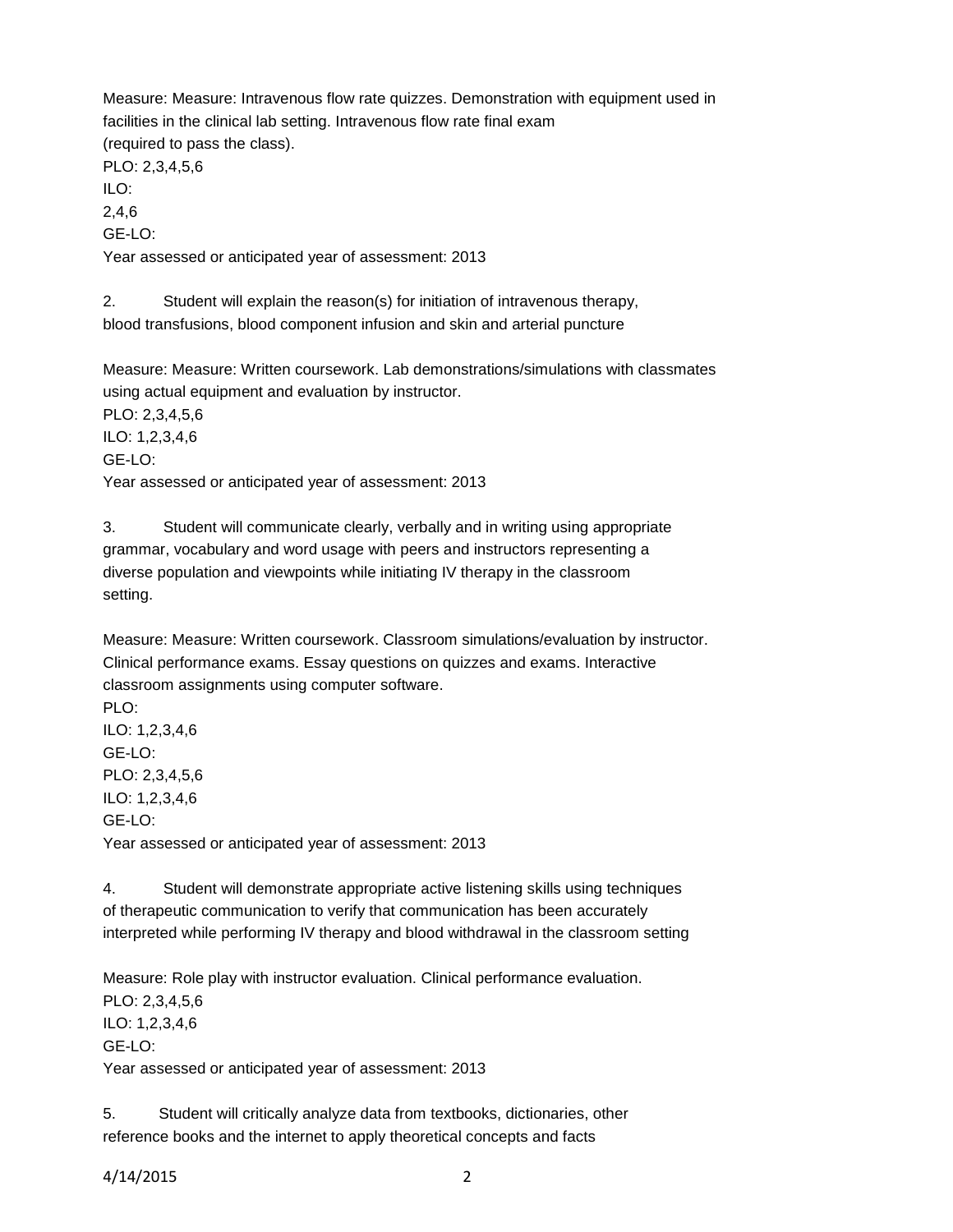Measure: Measure: Intravenous flow rate quizzes. Demonstration with equipment used in facilities in the clinical lab setting. Intravenous flow rate final exam (required to pass the class).
PLO: 2,3,4,5,6
ILO:
2,4,6
GE-LO:
Year assessed or anticipated year of assessment: 2013

2. Student will explain the reason(s) for initiation of intravenous therapy, blood transfusions, blood component infusion and skin and arterial puncture

Measure: Measure: Written coursework. Lab demonstrations/simulations with classmates using actual equipment and evaluation by instructor.
PLO: 2,3,4,5,6
ILO: 1,2,3,4,6
GE-LO:
Year assessed or anticipated year of assessment: 2013

3. Student will communicate clearly, verbally and in writing using appropriate grammar, vocabulary and word usage with peers and instructors representing a diverse population and viewpoints while initiating IV therapy in the classroom setting.

Measure: Measure: Written coursework. Classroom simulations/evaluation by instructor. Clinical performance exams. Essay questions on quizzes and exams. Interactive classroom assignments using computer software.
PLO:
ILO: 1,2,3,4,6
GE-LO:
PLO: 2,3,4,5,6
ILO: 1,2,3,4,6
GE-LO:
Year assessed or anticipated year of assessment: 2013

4. Student will demonstrate appropriate active listening skills using techniques of therapeutic communication to verify that communication has been accurately interpreted while performing IV therapy and blood withdrawal in the classroom setting

Measure: Role play with instructor evaluation. Clinical performance evaluation.
PLO: 2,3,4,5,6
ILO: 1,2,3,4,6
GE-LO:
Year assessed or anticipated year of assessment: 2013

5. Student will critically analyze data from textbooks, dictionaries, other reference books and the internet to apply theoretical concepts and facts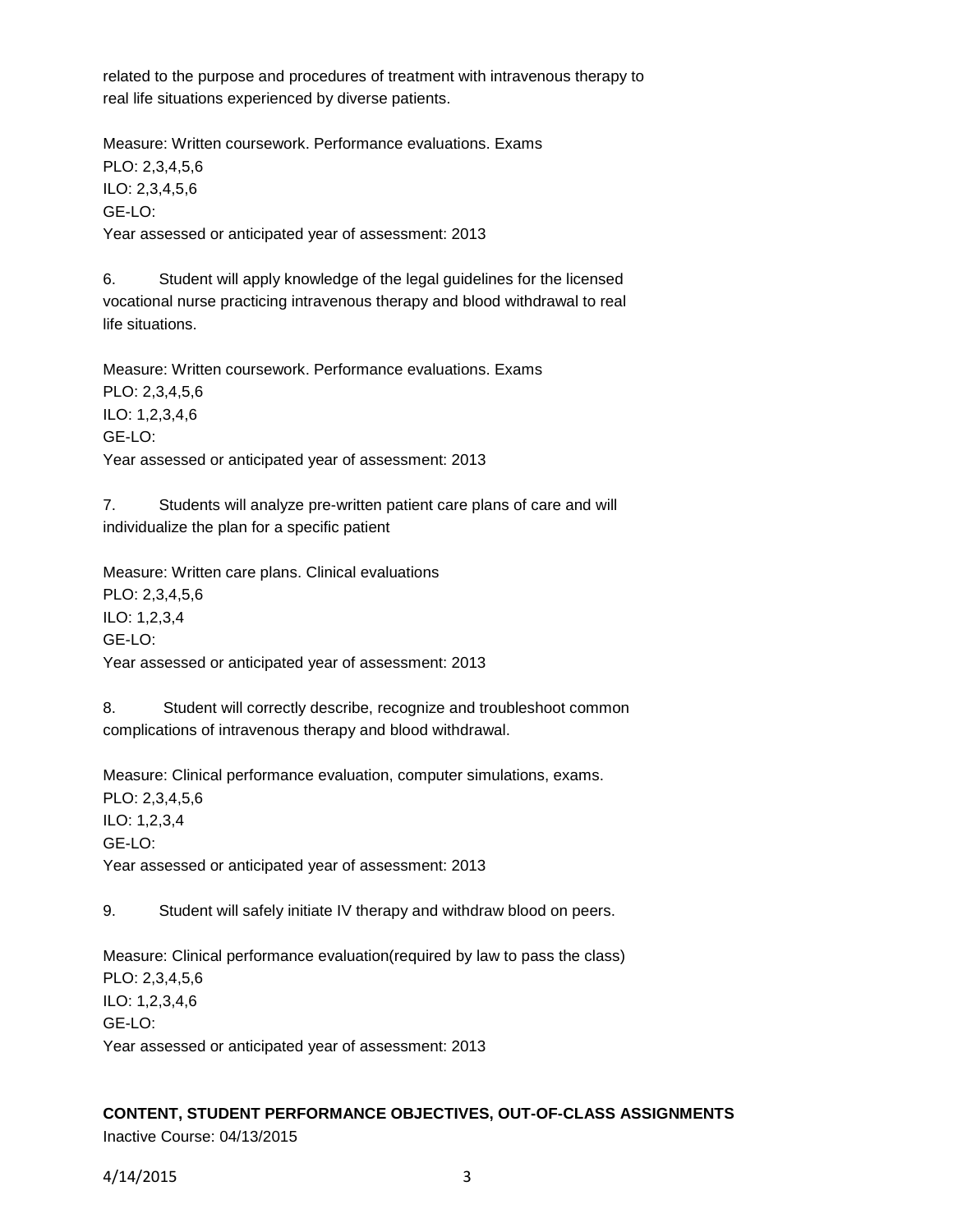related to the purpose and procedures of treatment with intravenous therapy to real life situations experienced by diverse patients.

Measure: Written coursework. Performance evaluations. Exams
PLO: 2,3,4,5,6
ILO: 2,3,4,5,6
GE-LO:
Year assessed or anticipated year of assessment: 2013

6. Student will apply knowledge of the legal guidelines for the licensed vocational nurse practicing intravenous therapy and blood withdrawal to real life situations.

Measure: Written coursework. Performance evaluations. Exams
PLO: 2,3,4,5,6
ILO: 1,2,3,4,6
GE-LO:
Year assessed or anticipated year of assessment: 2013

7. Students will analyze pre-written patient care plans of care and will individualize the plan for a specific patient

Measure: Written care plans. Clinical evaluations
PLO: 2,3,4,5,6
ILO: 1,2,3,4
GE-LO:
Year assessed or anticipated year of assessment: 2013

8. Student will correctly describe, recognize and troubleshoot common complications of intravenous therapy and blood withdrawal.

Measure: Clinical performance evaluation, computer simulations, exams.
PLO: 2,3,4,5,6
ILO: 1,2,3,4
GE-LO:
Year assessed or anticipated year of assessment: 2013

9. Student will safely initiate IV therapy and withdraw blood on peers.

Measure: Clinical performance evaluation(required by law to pass the class)
PLO: 2,3,4,5,6
ILO: 1,2,3,4,6
GE-LO:
Year assessed or anticipated year of assessment: 2013

## CONTENT, STUDENT PERFORMANCE OBJECTIVES, OUT-OF-CLASS ASSIGNMENTS

Inactive Course: 04/13/2015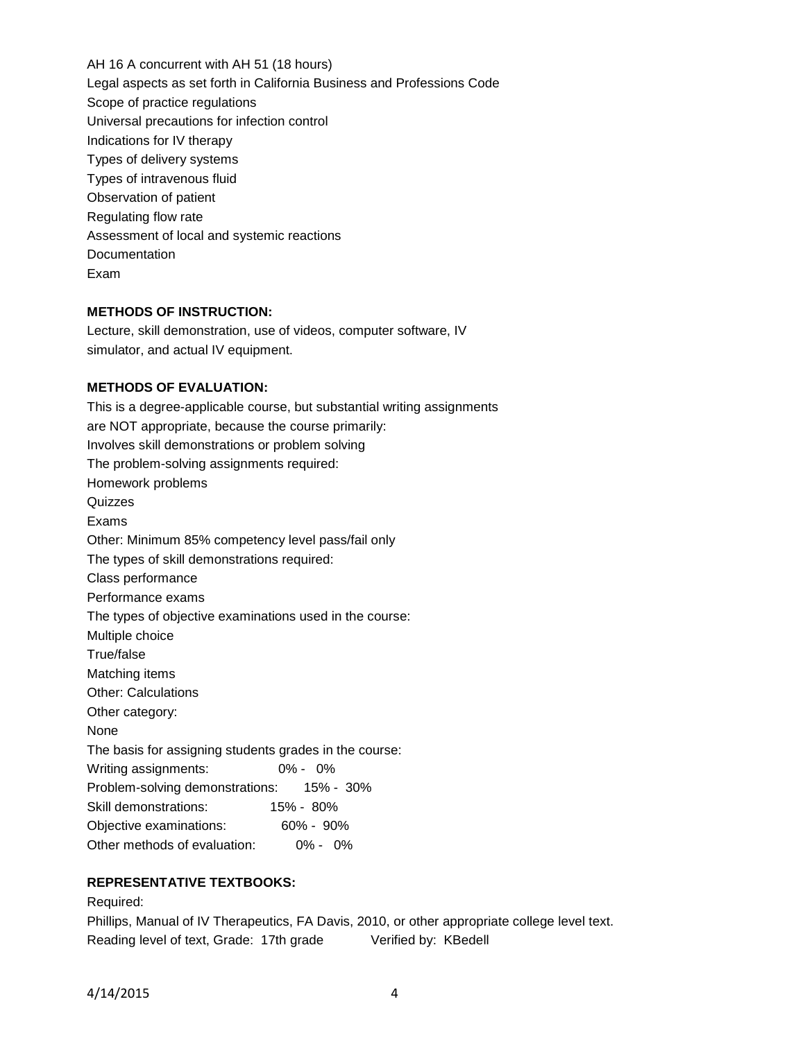AH 16 A concurrent with AH 51 (18 hours)

Legal aspects as set forth in California Business and Professions Code

Scope of practice regulations

Universal precautions for infection control

Indications for IV therapy

Types of delivery systems

Types of intravenous fluid

Observation of patient

Regulating flow rate

Assessment of local and systemic reactions

Documentation

Exam

**METHODS OF INSTRUCTION:**

Lecture, skill demonstration, use of videos, computer software, IV simulator, and actual IV equipment.

**METHODS OF EVALUATION:**

This is a degree-applicable course, but substantial writing assignments are NOT appropriate, because the course primarily:

Involves skill demonstrations or problem solving

The problem-solving assignments required:

Homework problems

Quizzes

Exams

Other: Minimum 85% competency level pass/fail only

The types of skill demonstrations required:

Class performance

Performance exams

The types of objective examinations used in the course:

Multiple choice

True/false

Matching items

Other: Calculations

Other category:

None

The basis for assigning students grades in the course:

Writing assignments: 0% - 0%

Problem-solving demonstrations: 15% - 30%

Skill demonstrations: 15% - 80%

Objective examinations: 60% - 90%

Other methods of evaluation: 0% - 0%

**REPRESENTATIVE TEXTBOOKS:**

Required:

Phillips, Manual of IV Therapeutics, FA Davis, 2010, or other appropriate college level text.

Reading level of text, Grade: 17th grade Verified by: KBedell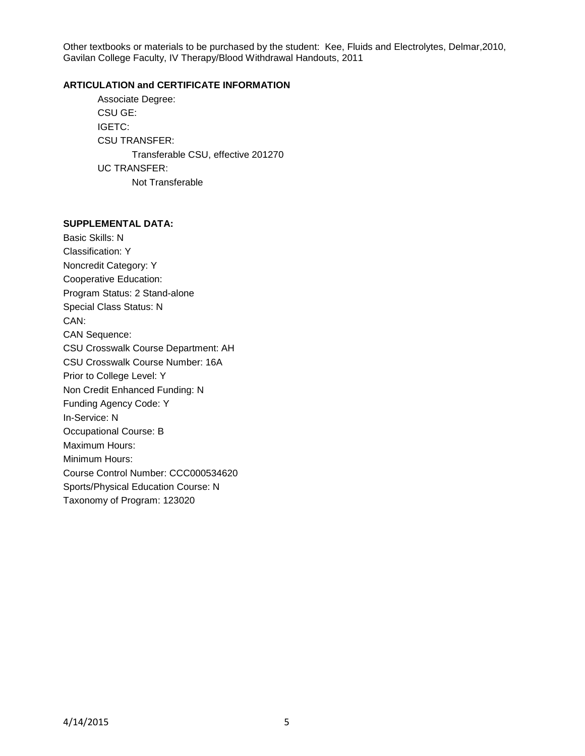Other textbooks or materials to be purchased by the student: Kee, Fluids and Electrolytes, Delmar,2010, Gavilan College Faculty, IV Therapy/Blood Withdrawal Handouts, 2011

**ARTICULATION and CERTIFICATE INFORMATION**

Associate Degree:
CSU GE:
IGETC:
CSU TRANSFER:
Transferable CSU, effective 201270
UC TRANSFER:
Not Transferable

**SUPPLEMENTAL DATA:**

Basic Skills: N
Classification: Y
Noncredit Category: Y
Cooperative Education:
Program Status: 2 Stand-alone
Special Class Status: N
CAN:
CAN Sequence:
CSU Crosswalk Course Department: AH
CSU Crosswalk Course Number: 16A
Prior to College Level: Y
Non Credit Enhanced Funding: N
Funding Agency Code: Y
In-Service: N
Occupational Course: B
Maximum Hours:
Minimum Hours:
Course Control Number: CCC000534620
Sports/Physical Education Course: N
Taxonomy of Program: 123020